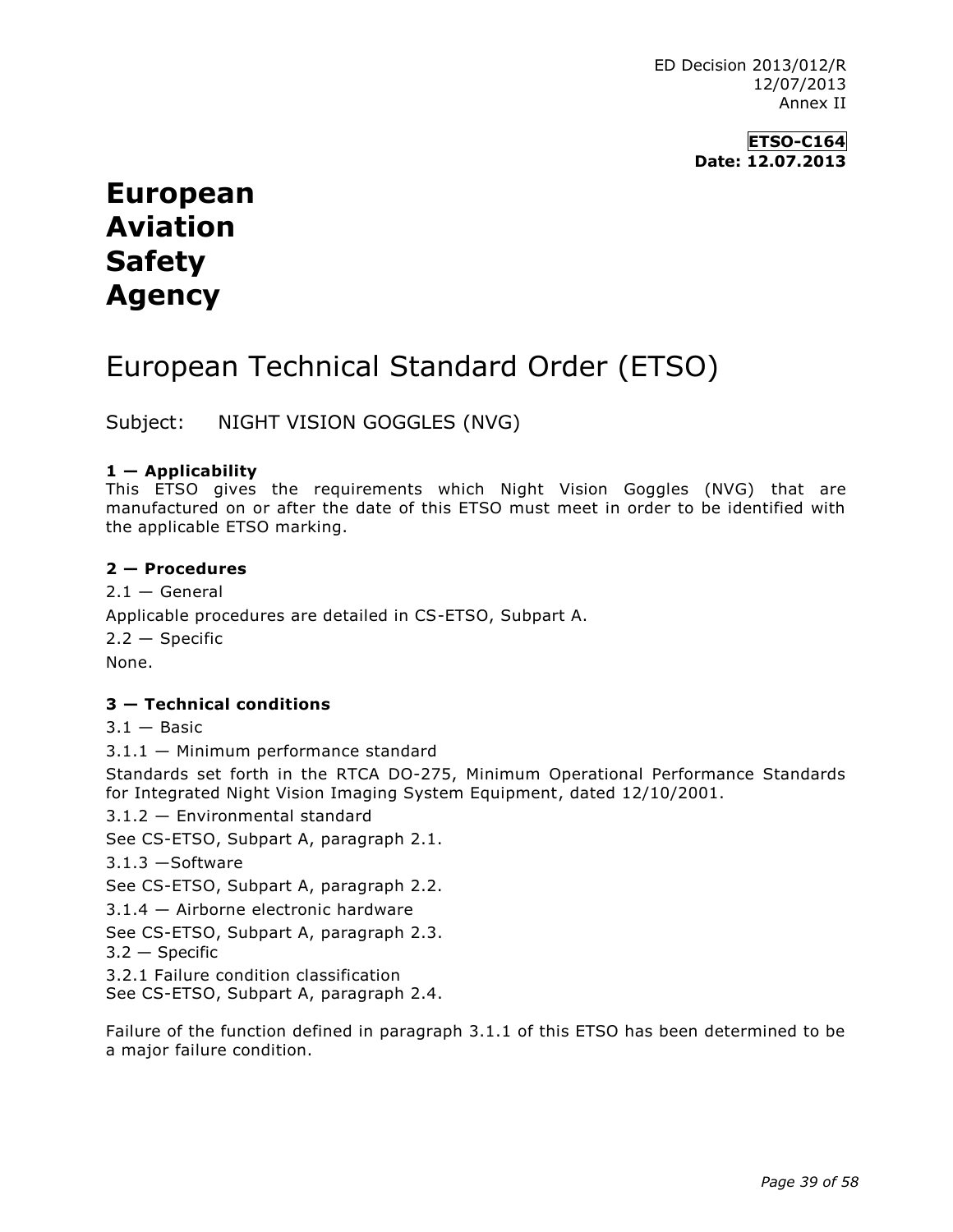ED Decision 2013/012/R
12/07/2013
Annex II

**ETSO-C164**
**Date: 12.07.2013**

# European Aviation Safety Agency

## European Technical Standard Order (ETSO)

Subject: NIGHT VISION GOGGLES (NVG)

### 1 — Applicability

This ETSO gives the requirements which Night Vision Goggles (NVG) that are manufactured on or after the date of this ETSO must meet in order to be identified with the applicable ETSO marking.

### 2 — Procedures

2.1 — General

Applicable procedures are detailed in CS-ETSO, Subpart A.

2.2 — Specific

None.

### 3 — Technical conditions

3.1 — Basic

3.1.1 — Minimum performance standard

Standards set forth in the RTCA DO-275, Minimum Operational Performance Standards for Integrated Night Vision Imaging System Equipment, dated 12/10/2001.

3.1.2 — Environmental standard

See CS-ETSO, Subpart A, paragraph 2.1.

3.1.3 —Software

See CS-ETSO, Subpart A, paragraph 2.2.

3.1.4 — Airborne electronic hardware

See CS-ETSO, Subpart A, paragraph 2.3.

3.2 — Specific

3.2.1 Failure condition classification

See CS-ETSO, Subpart A, paragraph 2.4.

Failure of the function defined in paragraph 3.1.1 of this ETSO has been determined to be a major failure condition.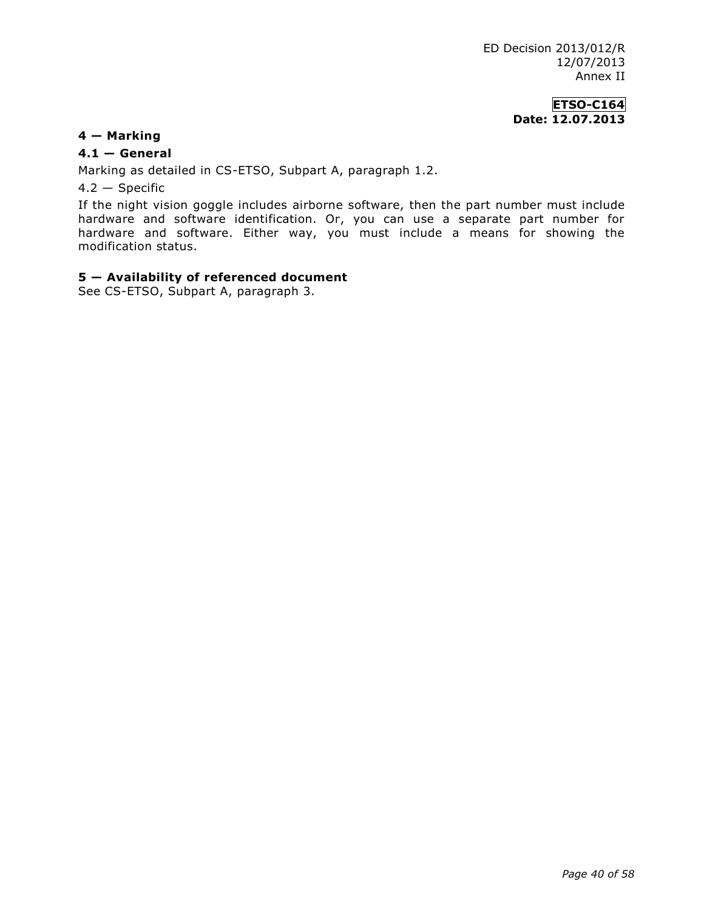**4 — Marking**

**4.1 — General**

Marking as detailed in CS-ETSO, Subpart A, paragraph 1.2.

4.2 — Specific

If the night vision goggle includes airborne software, then the part number must include hardware and software identification. Or, you can use a separate part number for hardware and software. Either way, you must include a means for showing the modification status.

**5 — Availability of referenced document**

See CS-ETSO, Subpart A, paragraph 3.